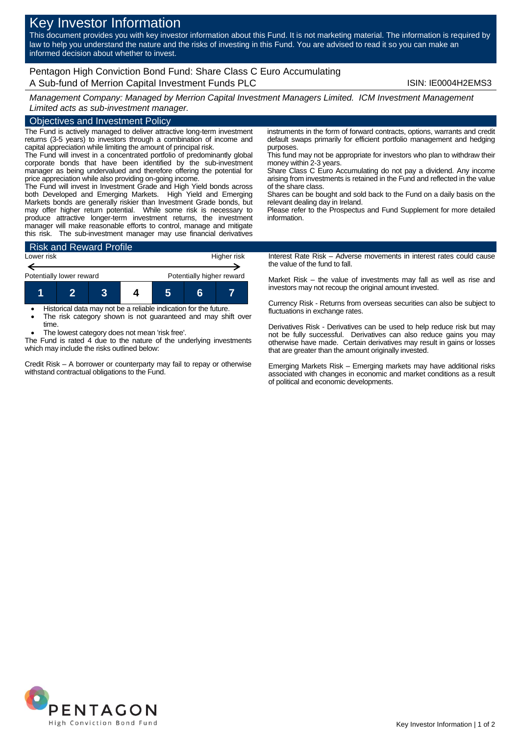# Key Investor Information

This document provides you with key investor information about this Fund. It is not marketing material. The information is required by law to help you understand the nature and the risks of investing in this Fund. You are advised to read it so you can make an informed decision about whether to invest.

## Pentagon High Conviction Bond Fund: Share Class C Euro Accumulating

A Sub-fund of Merrion Capital Investment Funds PLC

ISIN: IE0004H2EMS3

*Management Company: Managed by Merrion Capital Investment Managers Limited. ICM Investment Management Limited acts as sub-investment manager.*

## Objectives and Investment Policy

The Fund is actively managed to deliver attractive long-term investment returns (3-5 years) to investors through a combination of income and capital appreciation while limiting the amount of principal risk.

The Fund will invest in a concentrated portfolio of predominantly global corporate bonds that have been identified by the sub-investment manager as being undervalued and therefore offering the potential for price appreciation while also providing on-going income.

The Fund will invest in Investment Grade and High Yield bonds across both Developed and Emerging Markets. High Yield and Emerging Markets bonds are generally riskier than Investment Grade bonds, but may offer higher return potential. While some risk is necessary to produce attractive longer-term investment returns, the investment manager will make reasonable efforts to control, manage and mitigate this risk. The sub-investment manager may use financial derivatives instruments in the form of forward contracts, options, warrants and credit default swaps primarily for efficient portfolio management and hedging purposes.

This fund may not be appropriate for investors who plan to withdraw their money within 2-3 years.

Share Class C Euro Accumulating do not pay a dividend. Any income arising from investments is retained in the Fund and reflected in the value of the share class.

Shares can be bought and sold back to the Fund on a daily basis on the relevant dealing day in Ireland.

Please refer to the Prospectus and Fund Supplement for more detailed information.

## Risk and Reward Profile

| Lower risk | | | | | | Higher risk |
|---|---|---|---|---|---|---|
| Potentially lower reward | | | | | | Potentially higher reward |
| 1 | 2 | 3 | **4** | 5 | 6 | 7 |

- Historical data may not be a reliable indication for the future.
- The risk category shown is not guaranteed and may shift over time.
- The lowest category does not mean 'risk free'.

The Fund is rated 4 due to the nature of the underlying investments which may include the risks outlined below:

Credit Risk – A borrower or counterparty may fail to repay or otherwise withstand contractual obligations to the Fund.

Interest Rate Risk – Adverse movements in interest rates could cause the value of the fund to fall.

Market Risk – the value of investments may fall as well as rise and investors may not recoup the original amount invested.

Currency Risk - Returns from overseas securities can also be subject to fluctuations in exchange rates.

Derivatives Risk - Derivatives can be used to help reduce risk but may not be fully successful. Derivatives can also reduce gains you may otherwise have made. Certain derivatives may result in gains or losses that are greater than the amount originally invested.

Emerging Markets Risk – Emerging markets may have additional risks associated with changes in economic and market conditions as a result of political and economic developments.

PENTAGON
High Conviction Bond Fund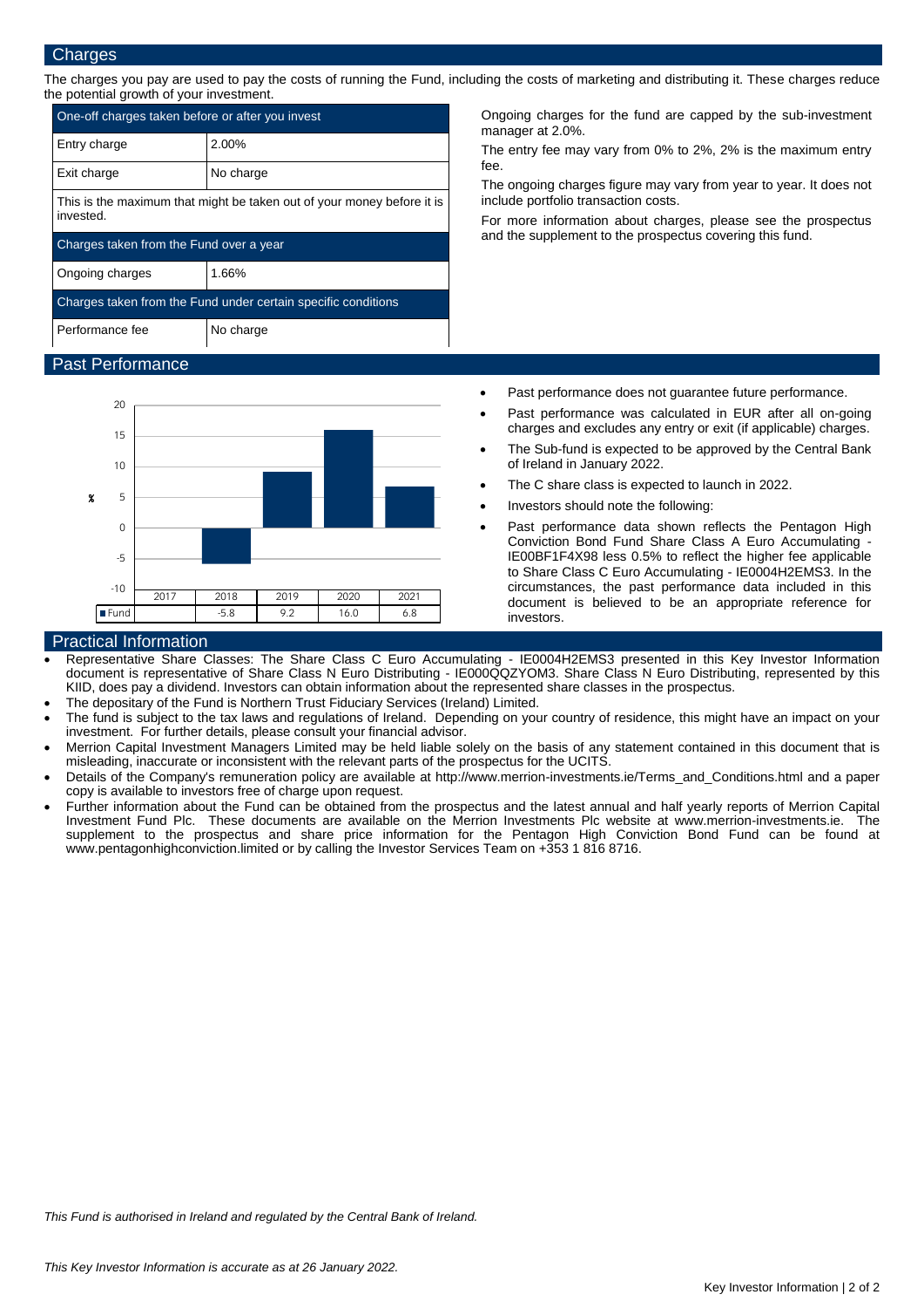## Charges

The charges you pay are used to pay the costs of running the Fund, including the costs of marketing and distributing it. These charges reduce the potential growth of your investment.

| One-off charges taken before or after you invest | |
|---|---|
| Entry charge | 2.00% |
| Exit charge | No charge |
| This is the maximum that might be taken out of your money before it is invested. | |
| **Charges taken from the Fund over a year** | |
| Ongoing charges | 1.66% |
| **Charges taken from the Fund under certain specific conditions** | |
| Performance fee | No charge |

Ongoing charges for the fund are capped by the sub-investment manager at 2.0%.

The entry fee may vary from 0% to 2%, 2% is the maximum entry fee.

The ongoing charges figure may vary from year to year. It does not include portfolio transaction costs.

For more information about charges, please see the prospectus and the supplement to the prospectus covering this fund.

## Past Performance

20
15
10
%
5
0
-5
-10

2017 2018 2019 2020 2021

Fund -5.8 9.2 16.0 6.8

- Past performance does not guarantee future performance.
- Past performance was calculated in EUR after all on-going charges and excludes any entry or exit (if applicable) charges.
- The Sub-fund is expected to be approved by the Central Bank of Ireland in January 2022.
- The C share class is expected to launch in 2022.
- Investors should note the following:
- Past performance data shown reflects the Pentagon High Conviction Bond Fund Share Class A Euro Accumulating - IE00BF1F4X98 less 0.5% to reflect the higher fee applicable to Share Class C Euro Accumulating - IE0004H2EMS3. In the circumstances, the past performance data included in this document is believed to be an appropriate reference for investors.

## Practical Information

- Representative Share Classes: The Share Class C Euro Accumulating - IE0004H2EMS3 presented in this Key Investor Information document is representative of Share Class N Euro Distributing - IE000QQZYOM3. Share Class N Euro Distributing, represented by this KIID, does pay a dividend. Investors can obtain information about the represented share classes in the prospectus.
- The depositary of the Fund is Northern Trust Fiduciary Services (Ireland) Limited.
- The fund is subject to the tax laws and regulations of Ireland. Depending on your country of residence, this might have an impact on your investment. For further details, please consult your financial advisor.
- Merrion Capital Investment Managers Limited may be held liable solely on the basis of any statement contained in this document that is misleading, inaccurate or inconsistent with the relevant parts of the prospectus for the UCITS.
- Details of the Company's remuneration policy are available at http://www.merrion-investments.ie/Terms_and_Conditions.html and a paper copy is available to investors free of charge upon request.
- Further information about the Fund can be obtained from the prospectus and the latest annual and half yearly reports of Merrion Capital Investment Fund Plc. These documents are available on the Merrion Investments Plc website at www.merrion-investments.ie. The supplement to the prospectus and share price information for the Pentagon High Conviction Bond Fund can be found at www.pentagonhighconviction.limited or by calling the Investor Services Team on +353 1 816 8716.

*This Fund is authorised in Ireland and regulated by the Central Bank of Ireland.*

*This Key Investor Information is accurate as at 26 January 2022.*